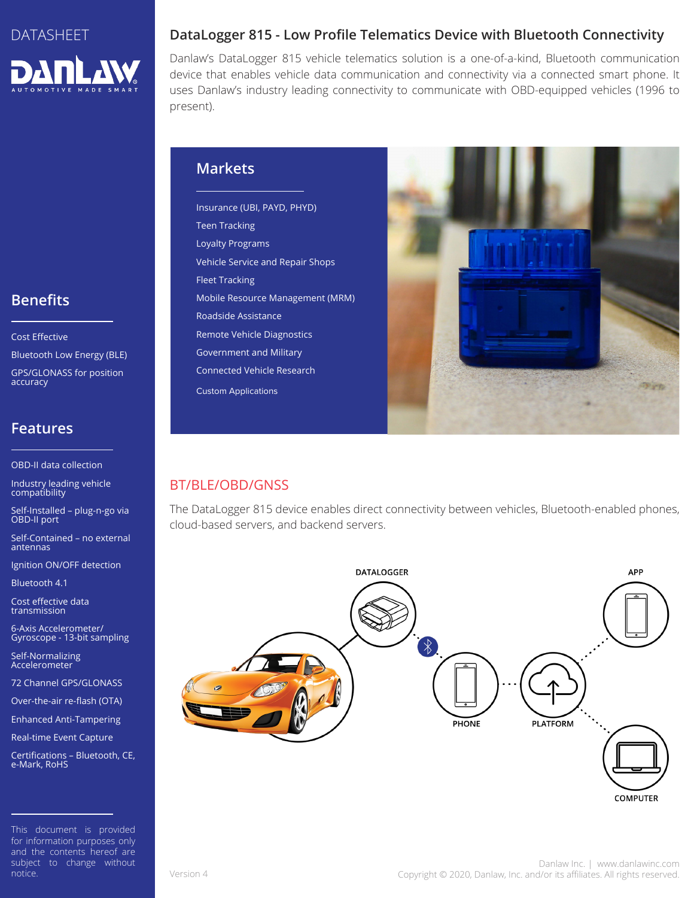DATASHEET

DANLAW AUTOMOTIVE MADE SMART

# DataLogger 815 - Low Profile Telematics Device with Bluetooth Connectivity

Danlaw's DataLogger 815 vehicle telematics solution is a one-of-a-kind, Bluetooth communication device that enables vehicle data communication and connectivity via a connected smart phone. It uses Danlaw's industry leading connectivity to communicate with OBD-equipped vehicles (1996 to present).

## Markets

- Insurance (UBI, PAYD, PHYD)
- Teen Tracking
- Loyalty Programs
- Vehicle Service and Repair Shops
- Fleet Tracking
- Mobile Resource Management (MRM)
- Roadside Assistance
- Remote Vehicle Diagnostics
- Government and Military
- Connected Vehicle Research
- Custom Applications

## Benefits

- Cost Effective
- Bluetooth Low Energy (BLE)
- GPS/GLONASS for position accuracy

## Features

- OBD-II data collection
- Industry leading vehicle compatibility
- Self-Installed – plug-n-go via OBD-II port
- Self-Contained – no external antennas
- Ignition ON/OFF detection
- Bluetooth 4.1
- Cost effective data transmission
- 6-Axis Accelerometer/ Gyroscope - 13-bit sampling
- Self-Normalizing Accelerometer
- 72 Channel GPS/GLONASS
- Over-the-air re-flash (OTA)
- Enhanced Anti-Tampering
- Real-time Event Capture
- Certifications – Bluetooth, CE, e-Mark, RoHS

## BT/BLE/OBD/GNSS

The DataLogger 815 device enables direct connectivity between vehicles, Bluetooth-enabled phones, cloud-based servers, and backend servers.

DATALOGGER · PHONE · PLATFORM · APP · COMPUTER

This document is provided for information purposes only and the contents hereof are subject to change without notice.

Version 4

Danlaw Inc. | www.danlawinc.com
Copyright © 2020, Danlaw, Inc. and/or its affiliates. All rights reserved.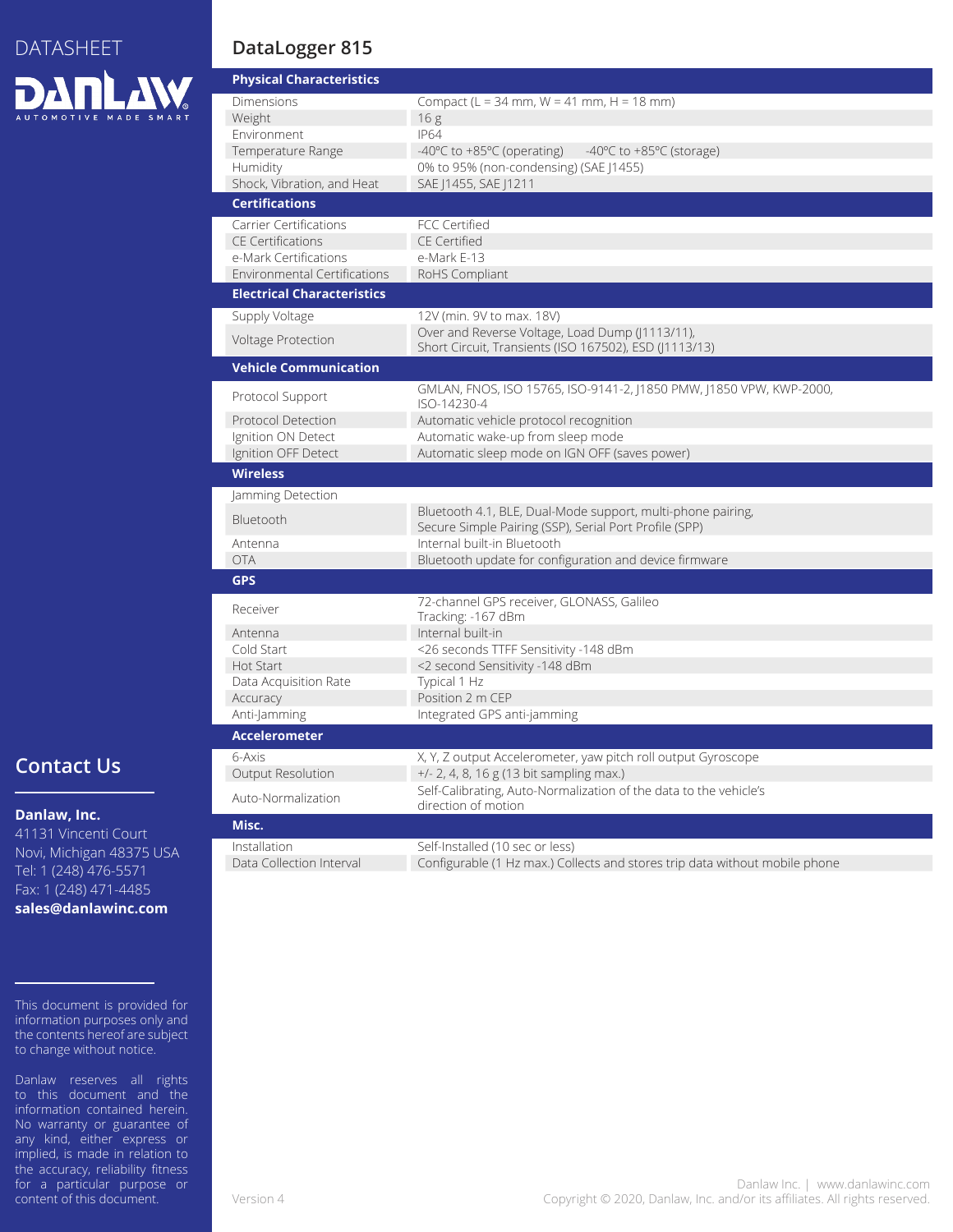DATASHEET

DANLAW

AUTOMOTIVE MADE SMART

# DataLogger 815

| | |
|---|---|
| **Physical Characteristics** | |
| Dimensions | Compact (L = 34 mm, W = 41 mm, H = 18 mm) |
| Weight | 16 g |
| Environment | IP64 |
| Temperature Range | -40ºC to +85ºC (operating)    -40ºC to +85ºC (storage) |
| Humidity | 0% to 95% (non-condensing) (SAE J1455) |
| Shock, Vibration, and Heat | SAE J1455, SAE J1211 |
| **Certifications** | |
| Carrier Certifications | FCC Certified |
| CE Certifications | CE Certified |
| e-Mark Certifications | e-Mark E-13 |
| Environmental Certifications | RoHS Compliant |
| **Electrical Characteristics** | |
| Supply Voltage | 12V (min. 9V to max. 18V) |
| Voltage Protection | Over and Reverse Voltage, Load Dump (J1113/11), Short Circuit, Transients (ISO 167502), ESD (J1113/13) |
| **Vehicle Communication** | |
| Protocol Support | GMLAN, FNOS, ISO 15765, ISO-9141-2, J1850 PMW, J1850 VPW, KWP-2000, ISO-14230-4 |
| Protocol Detection | Automatic vehicle protocol recognition |
| Ignition ON Detect | Automatic wake-up from sleep mode |
| Ignition OFF Detect | Automatic sleep mode on IGN OFF (saves power) |
| **Wireless** | |
| Jamming Detection | |
| Bluetooth | Bluetooth 4.1, BLE, Dual-Mode support, multi-phone pairing, Secure Simple Pairing (SSP), Serial Port Profile (SPP) |
| Antenna | Internal built-in Bluetooth |
| OTA | Bluetooth update for configuration and device firmware |
| **GPS** | |
| Receiver | 72-channel GPS receiver, GLONASS, Galileo Tracking: -167 dBm |
| Antenna | Internal built-in |
| Cold Start | <26 seconds TTFF Sensitivity -148 dBm |
| Hot Start | <2 second Sensitivity -148 dBm |
| Data Acquisition Rate | Typical 1 Hz |
| Accuracy | Position 2 m CEP |
| Anti-Jamming | Integrated GPS anti-jamming |
| **Accelerometer** | |
| 6-Axis | X, Y, Z output Accelerometer, yaw pitch roll output Gyroscope |
| Output Resolution | +/- 2, 4, 8, 16 g (13 bit sampling max.) |
| Auto-Normalization | Self-Calibrating, Auto-Normalization of the data to the vehicle's direction of motion |
| **Misc.** | |
| Installation | Self-Installed (10 sec or less) |
| Data Collection Interval | Configurable (1 Hz max.) Collects and stores trip data without mobile phone |

## Contact Us

**Danlaw, Inc.**
41131 Vincenti Court
Novi, Michigan 48375 USA
Tel: 1 (248) 476-5571
Fax: 1 (248) 471-4485
**sales@danlawinc.com**

This document is provided for information purposes only and the contents hereof are subject to change without notice.

Danlaw reserves all rights to this document and the information contained herein. No warranty or guarantee of any kind, either express or implied, is made in relation to the accuracy, reliability fitness for a particular purpose or content of this document.

Version 4

Danlaw Inc. | www.danlawinc.com
Copyright © 2020, Danlaw, Inc. and/or its affiliates. All rights reserved.